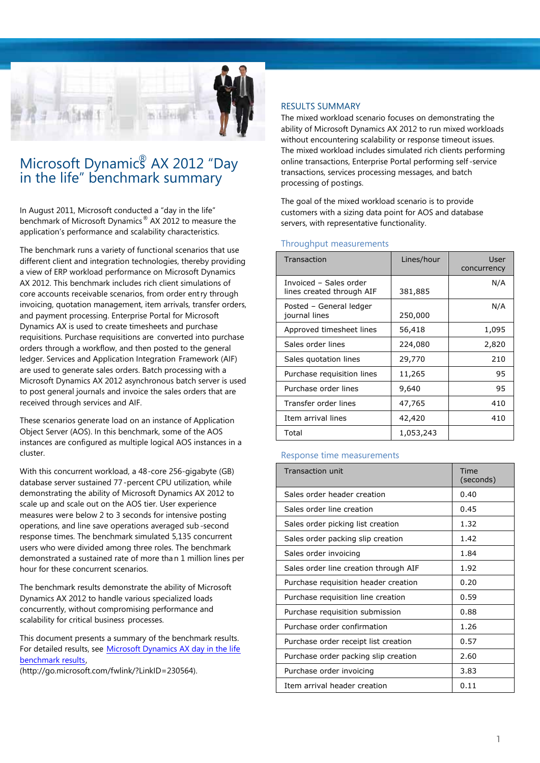# Microsoft Dynamics® AX 2012 "Day in the life" benchmark summary

In August 2011, Microsoft conducted a "day in the life" benchmark of Microsoft Dynamics® AX 2012 to measure the application's performance and scalability characteristics.

The benchmark runs a variety of functional scenarios that use different client and integration technologies, thereby providing a view of ERP workload performance on Microsoft Dynamics AX 2012. This benchmark includes rich client simulations of core accounts receivable scenarios, from order entry through invoicing, quotation management, item arrivals, transfer orders, and payment processing. Enterprise Portal for Microsoft Dynamics AX is used to create timesheets and purchase requisitions. Purchase requisitions are converted into purchase orders through a workflow, and then posted to the general ledger. Services and Application Integration Framework (AIF) are used to generate sales orders. Batch processing with a Microsoft Dynamics AX 2012 asynchronous batch server is used to post general journals and invoice the sales orders that are received through services and AIF.

These scenarios generate load on an instance of Application Object Server (AOS). In this benchmark, some of the AOS instances are configured as multiple logical AOS instances in a cluster.

With this concurrent workload, a 48-core 256-gigabyte (GB) database server sustained 77-percent CPU utilization, while demonstrating the ability of Microsoft Dynamics AX 2012 to scale up and scale out on the AOS tier. User experience measures were below 2 to 3 seconds for intensive posting operations, and line save operations averaged sub-second response times. The benchmark simulated 5,135 concurrent users who were divided among three roles. The benchmark demonstrated a sustained rate of more than 1 million lines per hour for these concurrent scenarios.

The benchmark results demonstrate the ability of Microsoft Dynamics AX 2012 to handle various specialized loads concurrently, without compromising performance and scalability for critical business processes.

This document presents a summary of the benchmark results. For detailed results, see [Microsoft Dynamics AX day in the life benchmark results](http://go.microsoft.com/fwlink/?LinkID=230564), (http://go.microsoft.com/fwlink/?LinkID=230564).

## RESULTS SUMMARY

The mixed workload scenario focuses on demonstrating the ability of Microsoft Dynamics AX 2012 to run mixed workloads without encountering scalability or response timeout issues. The mixed workload includes simulated rich clients performing online transactions, Enterprise Portal performing self-service transactions, services processing messages, and batch processing of postings.

The goal of the mixed workload scenario is to provide customers with a sizing data point for AOS and database servers, with representative functionality.

### Throughput measurements

| Transaction | Lines/hour | User concurrency |
|---|---|---|
| Invoiced – Sales order lines created through AIF | 381,885 | N/A |
| Posted – General ledger journal lines | 250,000 | N/A |
| Approved timesheet lines | 56,418 | 1,095 |
| Sales order lines | 224,080 | 2,820 |
| Sales quotation lines | 29,770 | 210 |
| Purchase requisition lines | 11,265 | 95 |
| Purchase order lines | 9,640 | 95 |
| Transfer order lines | 47,765 | 410 |
| Item arrival lines | 42,420 | 410 |
| Total | 1,053,243 | |

### Response time measurements

| Transaction unit | Time (seconds) |
|---|---|
| Sales order header creation | 0.40 |
| Sales order line creation | 0.45 |
| Sales order picking list creation | 1.32 |
| Sales order packing slip creation | 1.42 |
| Sales order invoicing | 1.84 |
| Sales order line creation through AIF | 1.92 |
| Purchase requisition header creation | 0.20 |
| Purchase requisition line creation | 0.59 |
| Purchase requisition submission | 0.88 |
| Purchase order confirmation | 1.26 |
| Purchase order receipt list creation | 0.57 |
| Purchase order packing slip creation | 2.60 |
| Purchase order invoicing | 3.83 |
| Item arrival header creation | 0.11 |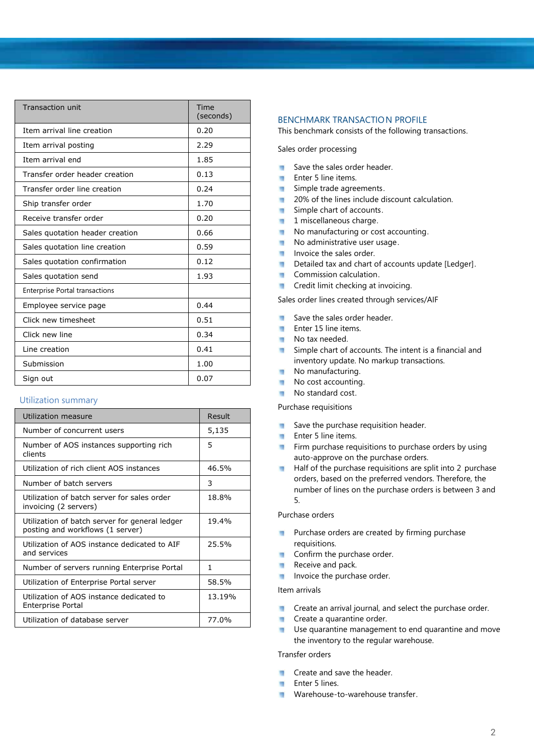| Transaction unit | Time (seconds) |
|---|---|
| Item arrival line creation | 0.20 |
| Item arrival posting | 2.29 |
| Item arrival end | 1.85 |
| Transfer order header creation | 0.13 |
| Transfer order line creation | 0.24 |
| Ship transfer order | 1.70 |
| Receive transfer order | 0.20 |
| Sales quotation header creation | 0.66 |
| Sales quotation line creation | 0.59 |
| Sales quotation confirmation | 0.12 |
| Sales quotation send | 1.93 |
| Enterprise Portal transactions | |
| Employee service page | 0.44 |
| Click new timesheet | 0.51 |
| Click new line | 0.34 |
| Line creation | 0.41 |
| Submission | 1.00 |
| Sign out | 0.07 |

## Utilization summary

| Utilization measure | Result |
|---|---|
| Number of concurrent users | 5,135 |
| Number of AOS instances supporting rich clients | 5 |
| Utilization of rich client AOS instances | 46.5% |
| Number of batch servers | 3 |
| Utilization of batch server for sales order invoicing (2 servers) | 18.8% |
| Utilization of batch server for general ledger posting and workflows (1 server) | 19.4% |
| Utilization of AOS instance dedicated to AIF and services | 25.5% |
| Number of servers running Enterprise Portal | 1 |
| Utilization of Enterprise Portal server | 58.5% |
| Utilization of AOS instance dedicated to Enterprise Portal | 13.19% |
| Utilization of database server | 77.0% |

## BENCHMARK TRANSACTION PROFILE

This benchmark consists of the following transactions.

Sales order processing

- Save the sales order header.
- Enter 5 line items.
- Simple trade agreements.
- 20% of the lines include discount calculation.
- Simple chart of accounts.
- 1 miscellaneous charge.
- No manufacturing or cost accounting.
- No administrative user usage.
- Invoice the sales order.
- Detailed tax and chart of accounts update [Ledger].
- Commission calculation.
- Credit limit checking at invoicing.

Sales order lines created through services/AIF

- Save the sales order header.
- Enter 15 line items.
- No tax needed.
- Simple chart of accounts. The intent is a financial and inventory update. No markup transactions.
- No manufacturing.
- No cost accounting.
- No standard cost.

Purchase requisitions

- Save the purchase requisition header.
- Enter 5 line items.
- Firm purchase requisitions to purchase orders by using auto-approve on the purchase orders.
- Half of the purchase requisitions are split into 2 purchase orders, based on the preferred vendors. Therefore, the number of lines on the purchase orders is between 3 and 5.

Purchase orders

- Purchase orders are created by firming purchase requisitions.
- Confirm the purchase order.
- Receive and pack.
- Invoice the purchase order.

Item arrivals

- Create an arrival journal, and select the purchase order.
- Create a quarantine order.
- Use quarantine management to end quarantine and move the inventory to the regular warehouse.

Transfer orders

- Create and save the header.
- Enter 5 lines.
- Warehouse-to-warehouse transfer.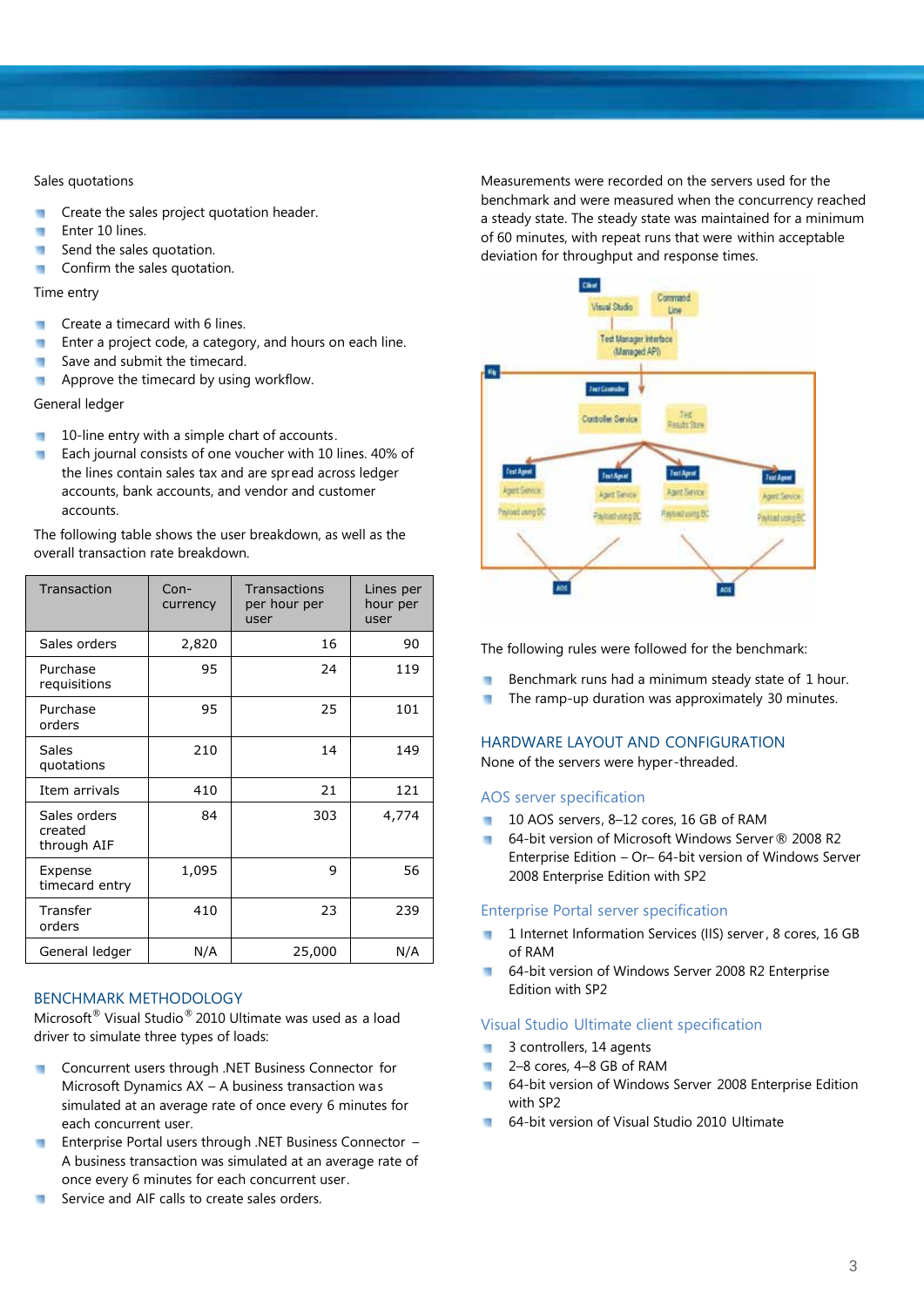Sales quotations

- Create the sales project quotation header.
- Enter 10 lines.
- Send the sales quotation.
- Confirm the sales quotation.

Time entry

- Create a timecard with 6 lines.
- Enter a project code, a category, and hours on each line.
- Save and submit the timecard.
- Approve the timecard by using workflow.

General ledger

- 10-line entry with a simple chart of accounts.
- Each journal consists of one voucher with 10 lines. 40% of the lines contain sales tax and are spread across ledger accounts, bank accounts, and vendor and customer accounts.

The following table shows the user breakdown, as well as the overall transaction rate breakdown.

| Transaction | Con-currency | Transactions per hour per user | Lines per hour per user |
|---|---|---|---|
| Sales orders | 2,820 | 16 | 90 |
| Purchase requisitions | 95 | 24 | 119 |
| Purchase orders | 95 | 25 | 101 |
| Sales quotations | 210 | 14 | 149 |
| Item arrivals | 410 | 21 | 121 |
| Sales orders created through AIF | 84 | 303 | 4,774 |
| Expense timecard entry | 1,095 | 9 | 56 |
| Transfer orders | 410 | 23 | 239 |
| General ledger | N/A | 25,000 | N/A |

## BENCHMARK METHODOLOGY

Microsoft® Visual Studio® 2010 Ultimate was used as a load driver to simulate three types of loads:

- Concurrent users through .NET Business Connector for Microsoft Dynamics AX – A business transaction was simulated at an average rate of once every 6 minutes for each concurrent user.
- Enterprise Portal users through .NET Business Connector – A business transaction was simulated at an average rate of once every 6 minutes for each concurrent user.
- Service and AIF calls to create sales orders.

Measurements were recorded on the servers used for the benchmark and were measured when the concurrency reached a steady state. The steady state was maintained for a minimum of 60 minutes, with repeat runs that were within acceptable deviation for throughput and response times.

The following rules were followed for the benchmark:

- Benchmark runs had a minimum steady state of 1 hour.
- The ramp-up duration was approximately 30 minutes.

## HARDWARE LAYOUT AND CONFIGURATION

None of the servers were hyper-threaded.

### AOS server specification

- 10 AOS servers, 8–12 cores, 16 GB of RAM
- 64-bit version of Microsoft Windows Server® 2008 R2 Enterprise Edition – Or– 64-bit version of Windows Server 2008 Enterprise Edition with SP2

### Enterprise Portal server specification

- 1 Internet Information Services (IIS) server, 8 cores, 16 GB of RAM
- 64-bit version of Windows Server 2008 R2 Enterprise Edition with SP2

### Visual Studio Ultimate client specification

- 3 controllers, 14 agents
- 2–8 cores, 4–8 GB of RAM
- 64-bit version of Windows Server 2008 Enterprise Edition with SP2
- 64-bit version of Visual Studio 2010 Ultimate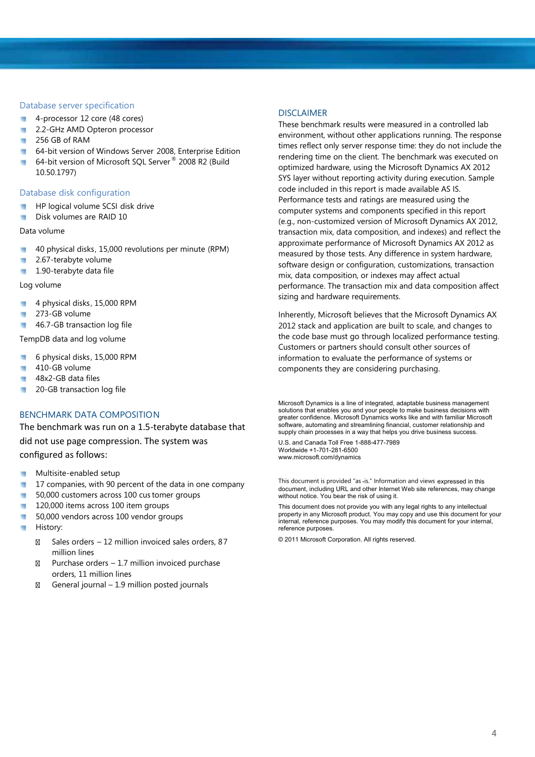## Database server specification

- 4-processor 12 core (48 cores)
- 2.2-GHz AMD Opteron processor
- 256 GB of RAM
- 64-bit version of Windows Server 2008, Enterprise Edition
- 64-bit version of Microsoft SQL Server® 2008 R2 (Build 10.50.1797)

## Database disk configuration

- HP logical volume SCSI disk drive
- Disk volumes are RAID 10

Data volume

- 40 physical disks, 15,000 revolutions per minute (RPM)
- 2.67-terabyte volume
- 1.90-terabyte data file

Log volume

- 4 physical disks, 15,000 RPM
- 273-GB volume
- 46.7-GB transaction log file

TempDB data and log volume

- 6 physical disks, 15,000 RPM
- 410-GB volume
- 48x2-GB data files
- 20-GB transaction log file

## BENCHMARK DATA COMPOSITION

The benchmark was run on a 1.5-terabyte database that did not use page compression. The system was configured as follows:

- Multisite-enabled setup
- 17 companies, with 90 percent of the data in one company
- 50,000 customers across 100 customer groups
- 120,000 items across 100 item groups
- 50,000 vendors across 100 vendor groups
- History:
  - Sales orders – 12 million invoiced sales orders, 87 million lines
  - Purchase orders – 1.7 million invoiced purchase orders, 11 million lines
  - General journal – 1.9 million posted journals

## DISCLAIMER

These benchmark results were measured in a controlled lab environment, without other applications running. The response times reflect only server response time: they do not include the rendering time on the client. The benchmark was executed on optimized hardware, using the Microsoft Dynamics AX 2012 SYS layer without reporting activity during execution. Sample code included in this report is made available AS IS. Performance tests and ratings are measured using the computer systems and components specified in this report (e.g., non-customized version of Microsoft Dynamics AX 2012, transaction mix, data composition, and indexes) and reflect the approximate performance of Microsoft Dynamics AX 2012 as measured by those tests. Any difference in system hardware, software design or configuration, customizations, transaction mix, data composition, or indexes may affect actual performance. The transaction mix and data composition affect sizing and hardware requirements.

Inherently, Microsoft believes that the Microsoft Dynamics AX 2012 stack and application are built to scale, and changes to the code base must go through localized performance testing. Customers or partners should consult other sources of information to evaluate the performance of systems or components they are considering purchasing.

Microsoft Dynamics is a line of integrated, adaptable business management solutions that enables you and your people to make business decisions with greater confidence. Microsoft Dynamics works like and with familiar Microsoft software, automating and streamlining financial, customer relationship and supply chain processes in a way that helps you drive business success.

U.S. and Canada Toll Free 1-888-477-7989
Worldwide +1-701-281-6500
www.microsoft.com/dynamics

This document is provided "as-is." Information and views expressed in this document, including URL and other Internet Web site references, may change without notice. You bear the risk of using it.

This document does not provide you with any legal rights to any intellectual property in any Microsoft product. You may copy and use this document for your internal, reference purposes. You may modify this document for your internal, reference purposes.

© 2011 Microsoft Corporation. All rights reserved.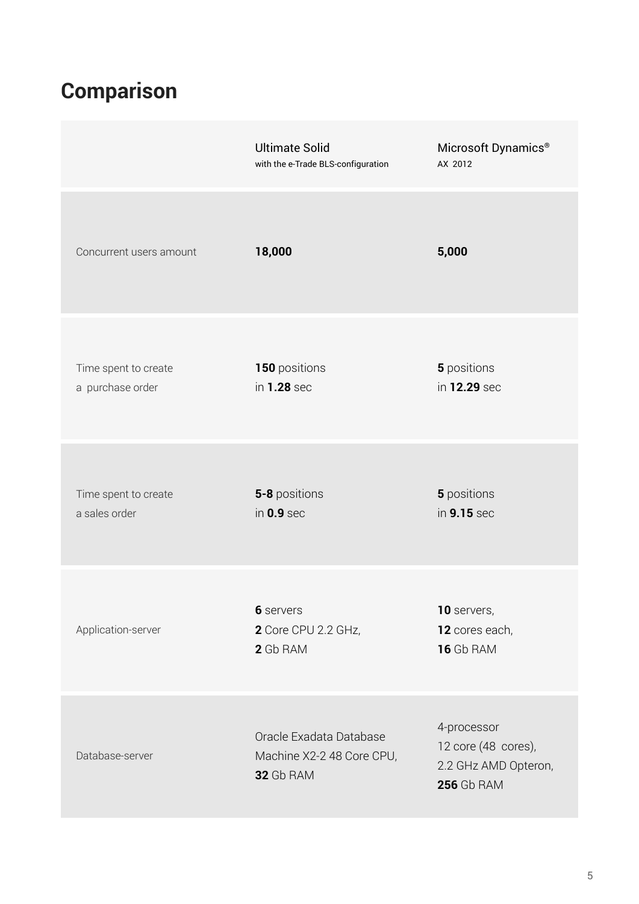## Comparison

| | Ultimate Solid with the e-Trade BLS-configuration | Microsoft Dynamics® AX 2012 |
|---|---|---|
| Concurrent users amount | **18,000** | **5,000** |
| Time spent to create a purchase order | **150** positions in **1.28** sec | **5** positions in **12.29** sec |
| Time spent to create a sales order | **5-8** positions in **0.9** sec | **5** positions in **9.15** sec |
| Application-server | **6** servers **2** Core CPU 2.2 GHz, **2** Gb RAM | **10** servers, **12** cores each, **16** Gb RAM |
| Database-server | Oracle Exadata Database Machine X2-2 48 Core CPU, **32** Gb RAM | 4-processor 12 core (48 cores), 2.2 GHz AMD Opteron, **256** Gb RAM |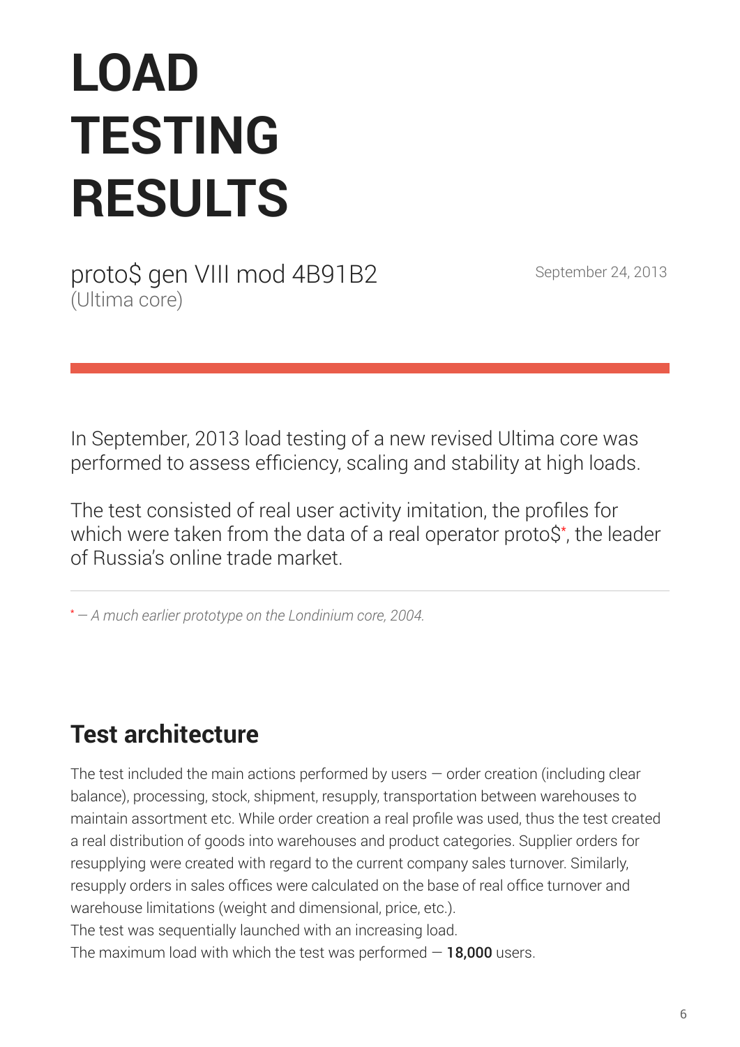# LOAD TESTING RESULTS

proto$ gen VIII mod 4B91B2
(Ultima core)

September 24, 2013

In September, 2013 load testing of a new revised Ultima core was performed to assess efficiency, scaling and stability at high loads.

The test consisted of real user activity imitation, the profiles for which were taken from the data of a real operator proto$*, the leader of Russia's online trade market.

* — *A much earlier prototype on the Londinium core, 2004.*

## Test architecture

The test included the main actions performed by users — order creation (including clear balance), processing, stock, shipment, resupply, transportation between warehouses to maintain assortment etc. While order creation a real profile was used, thus the test created a real distribution of goods into warehouses and product categories. Supplier orders for resupplying were created with regard to the current company sales turnover. Similarly, resupply orders in sales offices were calculated on the base of real office turnover and warehouse limitations (weight and dimensional, price, etc.).
The test was sequentially launched with an increasing load.
The maximum load with which the test was performed — **18,000** users.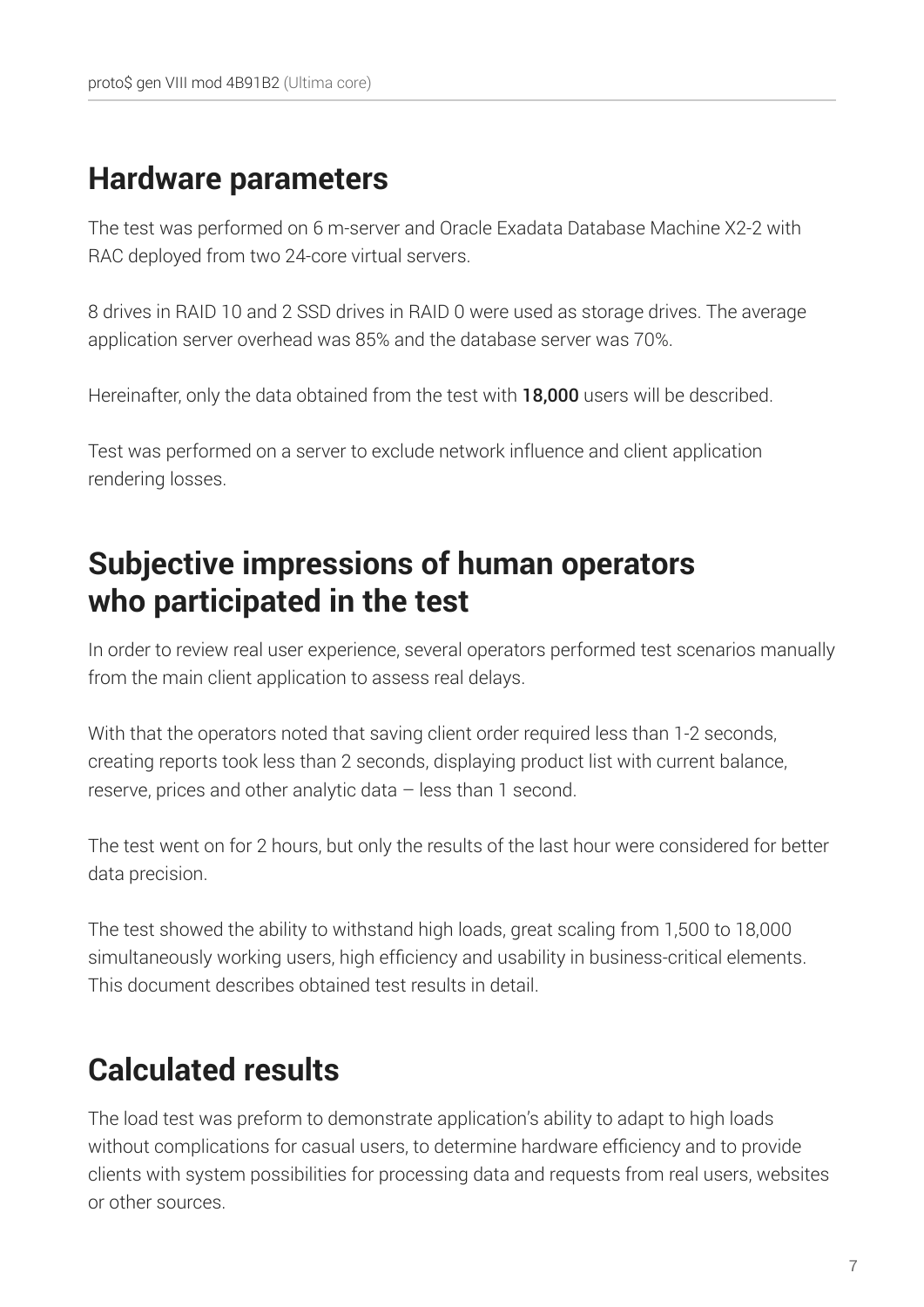## Hardware parameters

The test was performed on 6 m-server and Oracle Exadata Database Machine X2-2 with RAC deployed from two 24-core virtual servers.

8 drives in RAID 10 and 2 SSD drives in RAID 0 were used as storage drives. The average application server overhead was 85% and the database server was 70%.

Hereinafter, only the data obtained from the test with **18,000** users will be described.

Test was performed on a server to exclude network influence and client application rendering losses.

## Subjective impressions of human operators who participated in the test

In order to review real user experience, several operators performed test scenarios manually from the main client application to assess real delays.

With that the operators noted that saving client order required less than 1-2 seconds, creating reports took less than 2 seconds, displaying product list with current balance, reserve, prices and other analytic data – less than 1 second.

The test went on for 2 hours, but only the results of the last hour were considered for better data precision.

The test showed the ability to withstand high loads, great scaling from 1,500 to 18,000 simultaneously working users, high efficiency and usability in business-critical elements. This document describes obtained test results in detail.

## Calculated results

The load test was preform to demonstrate application's ability to adapt to high loads without complications for casual users, to determine hardware efficiency and to provide clients with system possibilities for processing data and requests from real users, websites or other sources.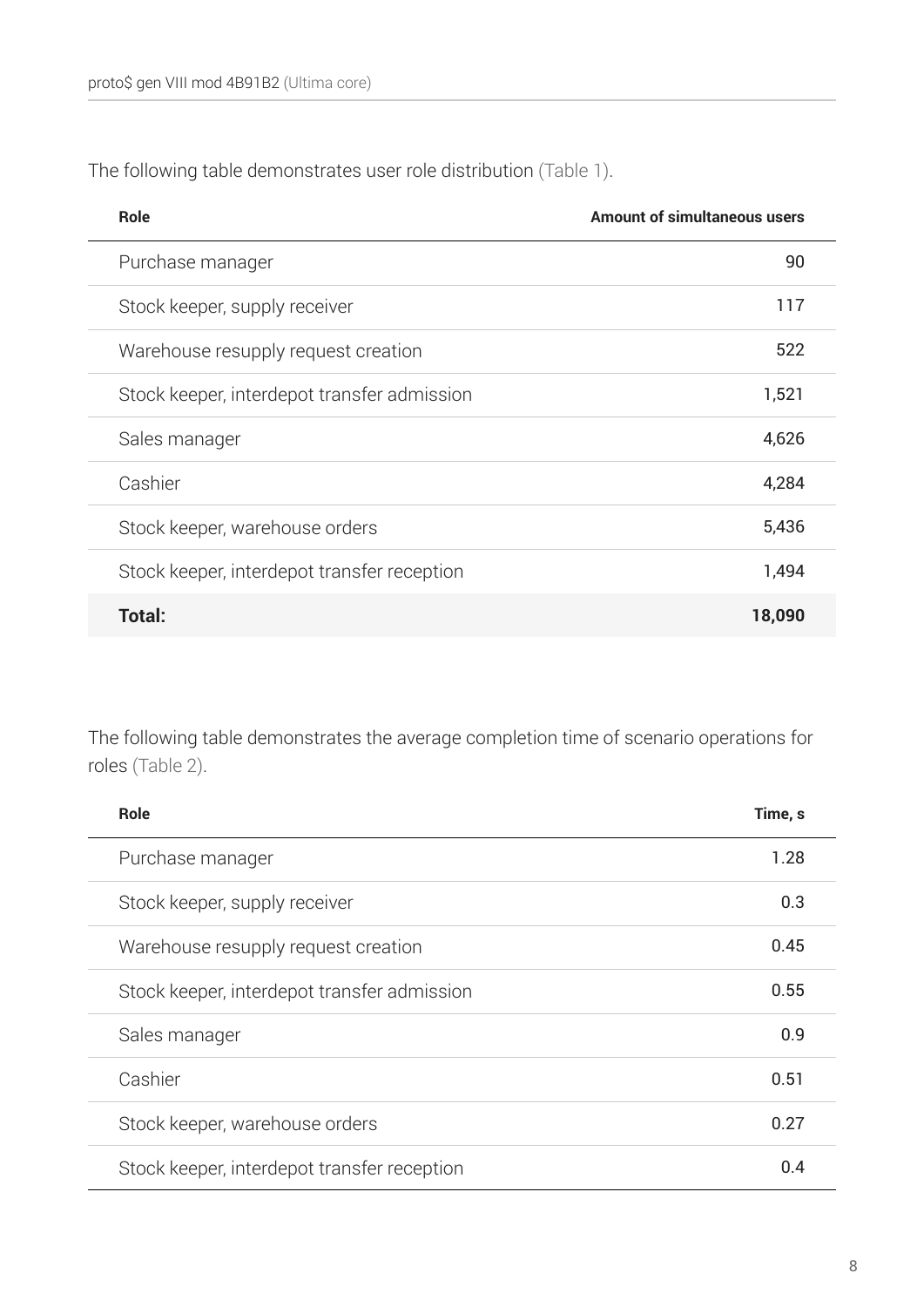The following table demonstrates user role distribution (Table 1).

| Role | Amount of simultaneous users |
| --- | ---: |
| Purchase manager | 90 |
| Stock keeper, supply receiver | 117 |
| Warehouse resupply request creation | 522 |
| Stock keeper, interdepot transfer admission | 1,521 |
| Sales manager | 4,626 |
| Cashier | 4,284 |
| Stock keeper, warehouse orders | 5,436 |
| Stock keeper, interdepot transfer reception | 1,494 |
| **Total:** | **18,090** |

The following table demonstrates the average completion time of scenario operations for roles (Table 2).

| Role | Time, s |
| --- | ---: |
| Purchase manager | 1.28 |
| Stock keeper, supply receiver | 0.3 |
| Warehouse resupply request creation | 0.45 |
| Stock keeper, interdepot transfer admission | 0.55 |
| Sales manager | 0.9 |
| Cashier | 0.51 |
| Stock keeper, warehouse orders | 0.27 |
| Stock keeper, interdepot transfer reception | 0.4 |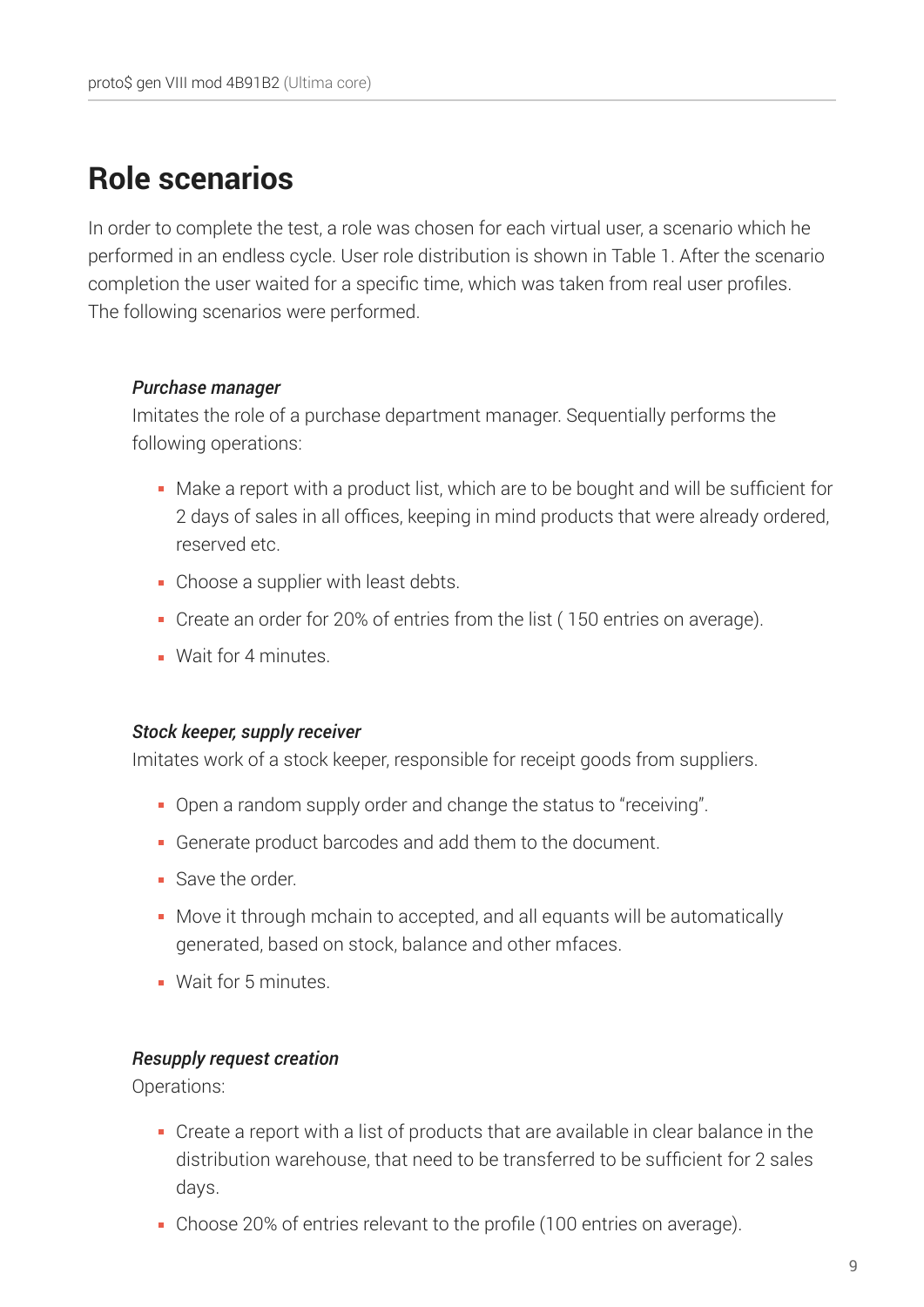## Role scenarios

In order to complete the test, a role was chosen for each virtual user, a scenario which he performed in an endless cycle. User role distribution is shown in Table 1. After the scenario completion the user waited for a specific time, which was taken from real user profiles. The following scenarios were performed.

***Purchase manager***

Imitates the role of a purchase department manager. Sequentially performs the following operations:

- Make a report with a product list, which are to be bought and will be sufficient for 2 days of sales in all offices, keeping in mind products that were already ordered, reserved etc.
- Choose a supplier with least debts.
- Create an order for 20% of entries from the list ( 150 entries on average).
- Wait for 4 minutes.

***Stock keeper, supply receiver***

Imitates work of a stock keeper, responsible for receipt goods from suppliers.

- Open a random supply order and change the status to "receiving".
- Generate product barcodes and add them to the document.
- Save the order.
- Move it through mchain to accepted, and all equants will be automatically generated, based on stock, balance and other mfaces.
- Wait for 5 minutes.

***Resupply request creation***

Operations:

- Create a report with a list of products that are available in clear balance in the distribution warehouse, that need to be transferred to be sufficient for 2 sales days.
- Choose 20% of entries relevant to the profile (100 entries on average).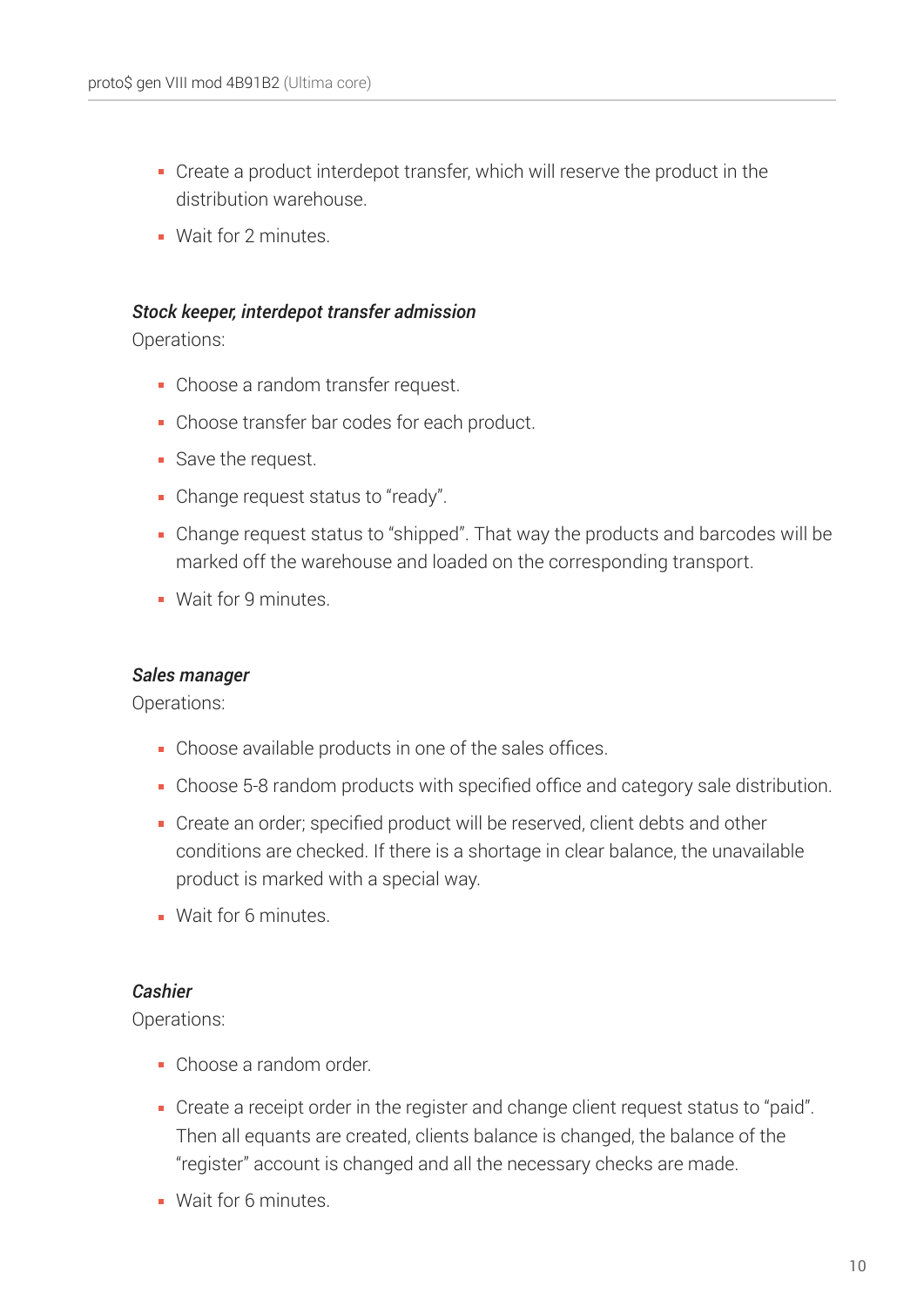- Create a product interdepot transfer, which will reserve the product in the distribution warehouse.
- Wait for 2 minutes.

*Stock keeper, interdepot transfer admission*

Operations:

- Choose a random transfer request.
- Choose transfer bar codes for each product.
- Save the request.
- Change request status to "ready".
- Change request status to "shipped". That way the products and barcodes will be marked off the warehouse and loaded on the corresponding transport.
- Wait for 9 minutes.

*Sales manager*

Operations:

- Choose available products in one of the sales offices.
- Choose 5-8 random products with specified office and category sale distribution.
- Create an order; specified product will be reserved, client debts and other conditions are checked. If there is a shortage in clear balance, the unavailable product is marked with a special way.
- Wait for 6 minutes.

*Cashier*

Operations:

- Choose a random order.
- Create a receipt order in the register and change client request status to "paid". Then all equants are created, clients balance is changed, the balance of the "register" account is changed and all the necessary checks are made.
- Wait for 6 minutes.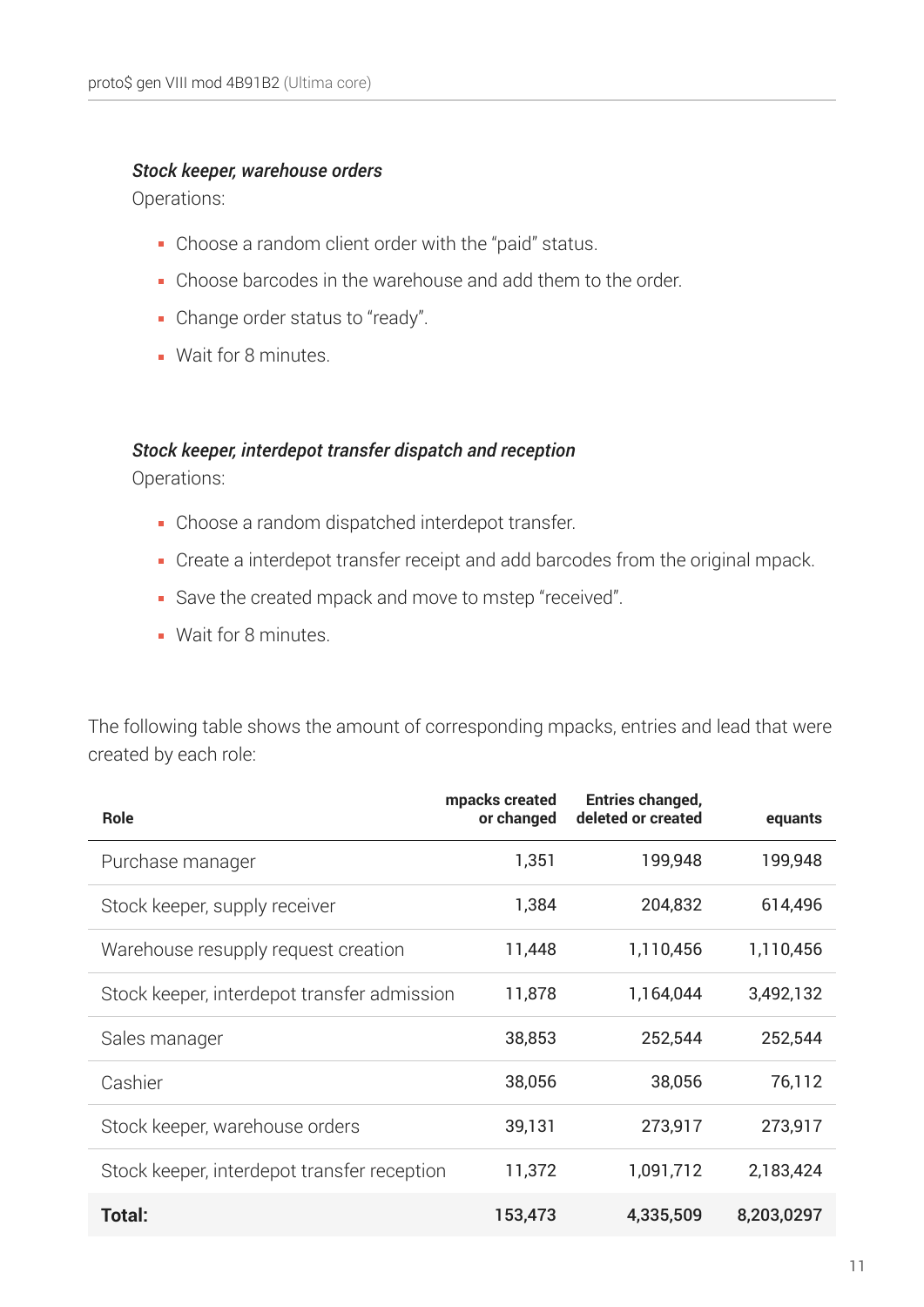***Stock keeper, warehouse orders***

Operations:

- Choose a random client order with the "paid" status.
- Choose barcodes in the warehouse and add them to the order.
- Change order status to "ready".
- Wait for 8 minutes.

***Stock keeper, interdepot transfer dispatch and reception***

Operations:

- Choose a random dispatched interdepot transfer.
- Create a interdepot transfer receipt and add barcodes from the original mpack.
- Save the created mpack and move to mstep "received".
- Wait for 8 minutes.

The following table shows the amount of corresponding mpacks, entries and lead that were created by each role:

| Role | mpacks created or changed | Entries changed, deleted or created | equants |
|---|---:|---:|---:|
| Purchase manager | 1,351 | 199,948 | 199,948 |
| Stock keeper, supply receiver | 1,384 | 204,832 | 614,496 |
| Warehouse resupply request creation | 11,448 | 1,110,456 | 1,110,456 |
| Stock keeper, interdepot transfer admission | 11,878 | 1,164,044 | 3,492,132 |
| Sales manager | 38,853 | 252,544 | 252,544 |
| Cashier | 38,056 | 38,056 | 76,112 |
| Stock keeper, warehouse orders | 39,131 | 273,917 | 273,917 |
| Stock keeper, interdepot transfer reception | 11,372 | 1,091,712 | 2,183,424 |
| **Total:** | **153,473** | **4,335,509** | **8,203,0297** |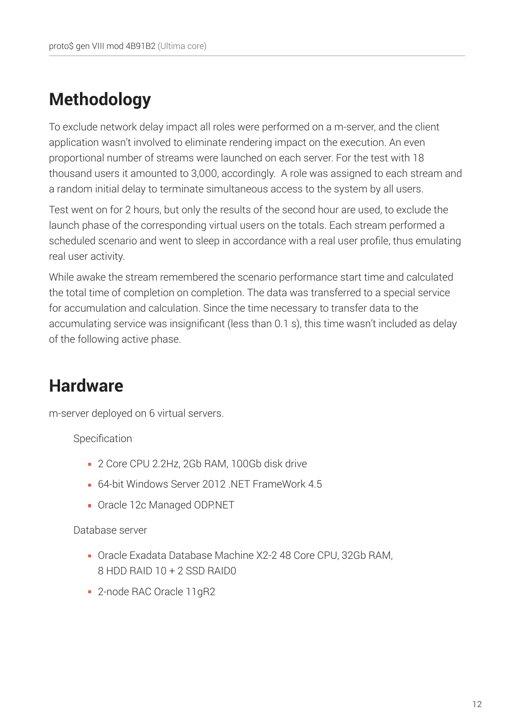## Methodology

To exclude network delay impact all roles were performed on a m-server, and the client application wasn't involved to eliminate rendering impact on the execution. An even proportional number of streams were launched on each server. For the test with 18 thousand users it amounted to 3,000, accordingly. A role was assigned to each stream and a random initial delay to terminate simultaneous access to the system by all users.

Test went on for 2 hours, but only the results of the second hour are used, to exclude the launch phase of the corresponding virtual users on the totals. Each stream performed a scheduled scenario and went to sleep in accordance with a real user profile, thus emulating real user activity.

While awake the stream remembered the scenario performance start time and calculated the total time of completion on completion. The data was transferred to a special service for accumulation and calculation. Since the time necessary to transfer data to the accumulating service was insignificant (less than 0.1 s), this time wasn't included as delay of the following active phase.

## Hardware

m-server deployed on 6 virtual servers.

Specification

- 2 Core CPU 2.2Hz, 2Gb RAM, 100Gb disk drive
- 64-bit Windows Server 2012 .NET FrameWork 4.5
- Oracle 12c Managed ODP.NET

Database server

- Oracle Exadata Database Machine X2-2 48 Core CPU, 32Gb RAM, 8 HDD RAID 10 + 2 SSD RAID0
- 2-node RAC Oracle 11gR2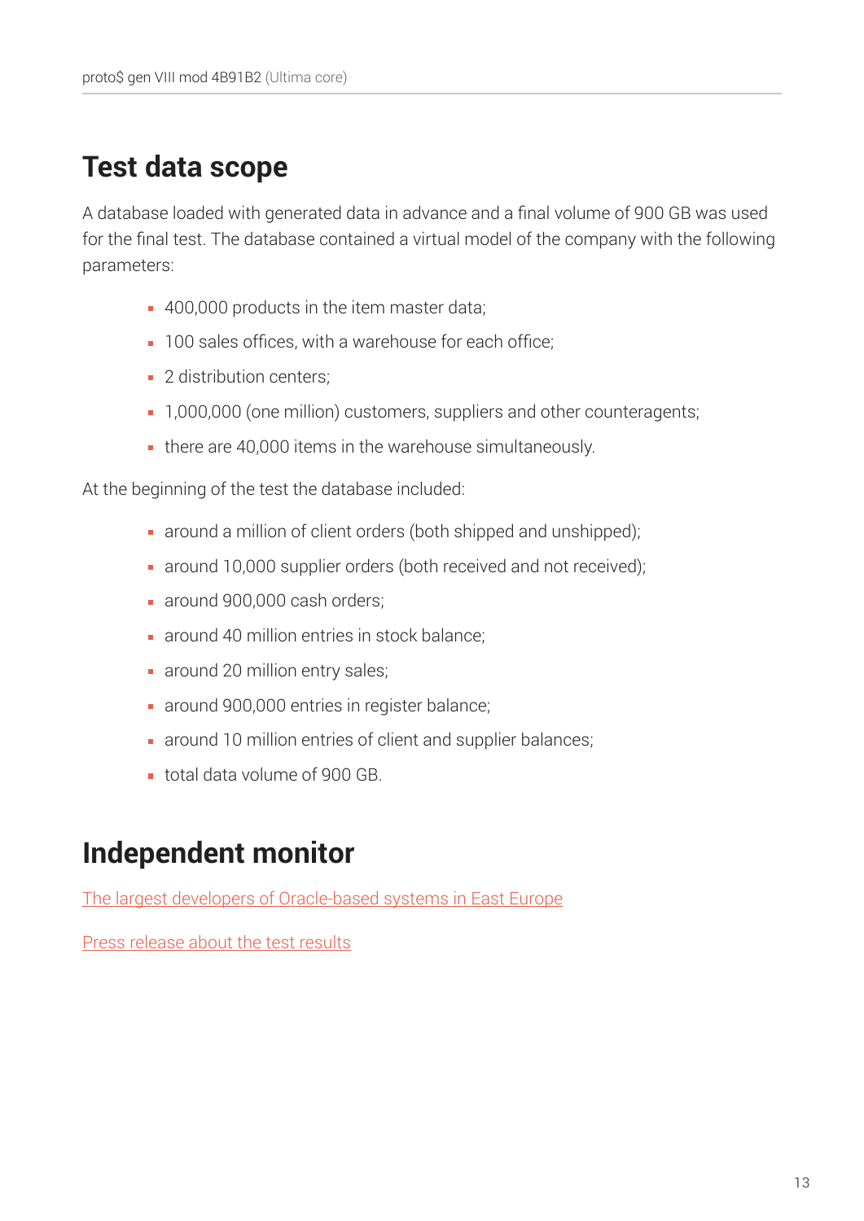## Test data scope

A database loaded with generated data in advance and a final volume of 900 GB was used for the final test. The database contained a virtual model of the company with the following parameters:

- 400,000 products in the item master data;
- 100 sales offices, with a warehouse for each office;
- 2 distribution centers;
- 1,000,000 (one million) customers, suppliers and other counteragents;
- there are 40,000 items in the warehouse simultaneously.

At the beginning of the test the database included:

- around a million of client orders (both shipped and unshipped);
- around 10,000 supplier orders (both received and not received);
- around 900,000 cash orders;
- around 40 million entries in stock balance;
- around 20 million entry sales;
- around 900,000 entries in register balance;
- around 10 million entries of client and supplier balances;
- total data volume of 900 GB.

## Independent monitor

The largest developers of Oracle-based systems in East Europe

Press release about the test results